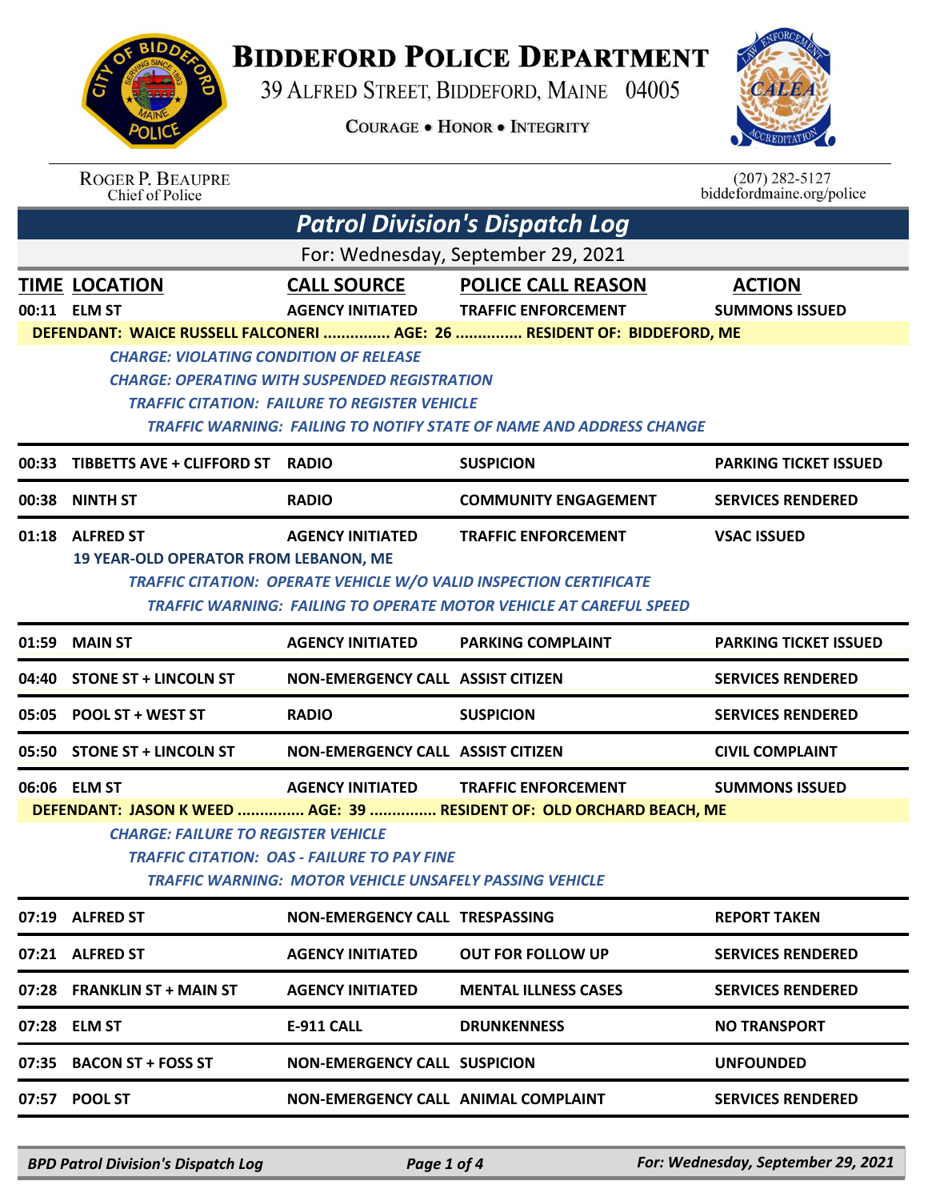# Biddeford Police Department

39 Alfred Street, Biddeford, Maine 04005

Courage • Honor • Integrity

Roger P. Beaupre
Chief of Police

(207) 282-5127
biddefordmaine.org/police

## Patrol Division's Dispatch Log

For: Wednesday, September 29, 2021

| TIME | LOCATION | CALL SOURCE | POLICE CALL REASON | ACTION |
|---|---|---|---|---|
| 00:11 | ELM ST | AGENCY INITIATED | TRAFFIC ENFORCEMENT | SUMMONS ISSUED |

**DEFENDANT: WAICE RUSSELL FALCONERI ............... AGE: 26 ............... RESIDENT OF: BIDDEFORD, ME**

*CHARGE: VIOLATING CONDITION OF RELEASE*
*CHARGE: OPERATING WITH SUSPENDED REGISTRATION*
*TRAFFIC CITATION: FAILURE TO REGISTER VEHICLE*
*TRAFFIC WARNING: FAILING TO NOTIFY STATE OF NAME AND ADDRESS CHANGE*

| TIME | LOCATION | CALL SOURCE | POLICE CALL REASON | ACTION |
|---|---|---|---|---|
| 00:33 | TIBBETTS AVE + CLIFFORD ST | RADIO | SUSPICION | PARKING TICKET ISSUED |
| 00:38 | NINTH ST | RADIO | COMMUNITY ENGAGEMENT | SERVICES RENDERED |
| 01:18 | ALFRED ST | AGENCY INITIATED | TRAFFIC ENFORCEMENT | VSAC ISSUED |

**19 YEAR-OLD OPERATOR FROM LEBANON, ME**

*TRAFFIC CITATION: OPERATE VEHICLE W/O VALID INSPECTION CERTIFICATE*
*TRAFFIC WARNING: FAILING TO OPERATE MOTOR VEHICLE AT CAREFUL SPEED*

| TIME | LOCATION | CALL SOURCE | POLICE CALL REASON | ACTION |
|---|---|---|---|---|
| 01:59 | MAIN ST | AGENCY INITIATED | PARKING COMPLAINT | PARKING TICKET ISSUED |
| 04:40 | STONE ST + LINCOLN ST | NON-EMERGENCY CALL | ASSIST CITIZEN | SERVICES RENDERED |
| 05:05 | POOL ST + WEST ST | RADIO | SUSPICION | SERVICES RENDERED |
| 05:50 | STONE ST + LINCOLN ST | NON-EMERGENCY CALL | ASSIST CITIZEN | CIVIL COMPLAINT |
| 06:06 | ELM ST | AGENCY INITIATED | TRAFFIC ENFORCEMENT | SUMMONS ISSUED |

**DEFENDANT: JASON K WEED ............... AGE: 39 ............... RESIDENT OF: OLD ORCHARD BEACH, ME**

*CHARGE: FAILURE TO REGISTER VEHICLE*
*TRAFFIC CITATION: OAS - FAILURE TO PAY FINE*
*TRAFFIC WARNING: MOTOR VEHICLE UNSAFELY PASSING VEHICLE*

| TIME | LOCATION | CALL SOURCE | POLICE CALL REASON | ACTION |
|---|---|---|---|---|
| 07:19 | ALFRED ST | NON-EMERGENCY CALL | TRESPASSING | REPORT TAKEN |
| 07:21 | ALFRED ST | AGENCY INITIATED | OUT FOR FOLLOW UP | SERVICES RENDERED |
| 07:28 | FRANKLIN ST + MAIN ST | AGENCY INITIATED | MENTAL ILLNESS CASES | SERVICES RENDERED |
| 07:28 | ELM ST | E-911 CALL | DRUNKENNESS | NO TRANSPORT |
| 07:35 | BACON ST + FOSS ST | NON-EMERGENCY CALL | SUSPICION | UNFOUNDED |
| 07:57 | POOL ST | NON-EMERGENCY CALL | ANIMAL COMPLAINT | SERVICES RENDERED |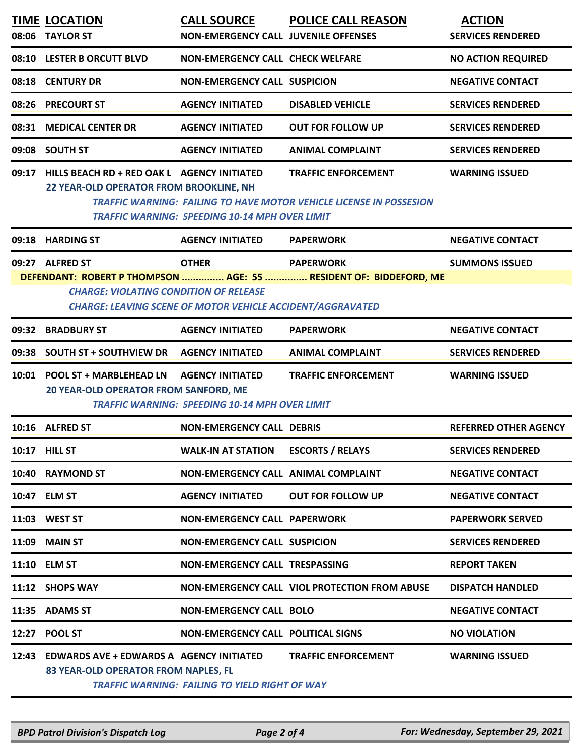| TIME | LOCATION | CALL SOURCE | POLICE CALL REASON | ACTION |
|---|---|---|---|---|
| 08:06 | TAYLOR ST | NON-EMERGENCY CALL | JUVENILE OFFENSES | SERVICES RENDERED |
| 08:10 | LESTER B ORCUTT BLVD | NON-EMERGENCY CALL | CHECK WELFARE | NO ACTION REQUIRED |
| 08:18 | CENTURY DR | NON-EMERGENCY CALL | SUSPICION | NEGATIVE CONTACT |
| 08:26 | PRECOURT ST | AGENCY INITIATED | DISABLED VEHICLE | SERVICES RENDERED |
| 08:31 | MEDICAL CENTER DR | AGENCY INITIATED | OUT FOR FOLLOW UP | SERVICES RENDERED |
| 09:08 | SOUTH ST | AGENCY INITIATED | ANIMAL COMPLAINT | SERVICES RENDERED |
| 09:17 | HILLS BEACH RD + RED OAK L | AGENCY INITIATED | TRAFFIC ENFORCEMENT | WARNING ISSUED |

**22 YEAR-OLD OPERATOR FROM BROOKLINE, NH**

*TRAFFIC WARNING: FAILING TO HAVE MOTOR VEHICLE LICENSE IN POSSESION*
*TRAFFIC WARNING: SPEEDING 10-14 MPH OVER LIMIT*

| TIME | LOCATION | CALL SOURCE | POLICE CALL REASON | ACTION |
|---|---|---|---|---|
| 09:18 | HARDING ST | AGENCY INITIATED | PAPERWORK | NEGATIVE CONTACT |
| 09:27 | ALFRED ST | OTHER | PAPERWORK | SUMMONS ISSUED |

**DEFENDANT: ROBERT P THOMPSON ............... AGE: 55 ............... RESIDENT OF: BIDDEFORD, ME**

*CHARGE: VIOLATING CONDITION OF RELEASE*
*CHARGE: LEAVING SCENE OF MOTOR VEHICLE ACCIDENT/AGGRAVATED*

| TIME | LOCATION | CALL SOURCE | POLICE CALL REASON | ACTION |
|---|---|---|---|---|
| 09:32 | BRADBURY ST | AGENCY INITIATED | PAPERWORK | NEGATIVE CONTACT |
| 09:38 | SOUTH ST + SOUTHVIEW DR | AGENCY INITIATED | ANIMAL COMPLAINT | SERVICES RENDERED |
| 10:01 | POOL ST + MARBLEHEAD LN | AGENCY INITIATED | TRAFFIC ENFORCEMENT | WARNING ISSUED |

**20 YEAR-OLD OPERATOR FROM SANFORD, ME**

*TRAFFIC WARNING: SPEEDING 10-14 MPH OVER LIMIT*

| TIME | LOCATION | CALL SOURCE | POLICE CALL REASON | ACTION |
|---|---|---|---|---|
| 10:16 | ALFRED ST | NON-EMERGENCY CALL | DEBRIS | REFERRED OTHER AGENCY |
| 10:17 | HILL ST | WALK-IN AT STATION | ESCORTS / RELAYS | SERVICES RENDERED |
| 10:40 | RAYMOND ST | NON-EMERGENCY CALL | ANIMAL COMPLAINT | NEGATIVE CONTACT |
| 10:47 | ELM ST | AGENCY INITIATED | OUT FOR FOLLOW UP | NEGATIVE CONTACT |
| 11:03 | WEST ST | NON-EMERGENCY CALL | PAPERWORK | PAPERWORK SERVED |
| 11:09 | MAIN ST | NON-EMERGENCY CALL | SUSPICION | SERVICES RENDERED |
| 11:10 | ELM ST | NON-EMERGENCY CALL | TRESPASSING | REPORT TAKEN |
| 11:12 | SHOPS WAY | NON-EMERGENCY CALL | VIOL PROTECTION FROM ABUSE | DISPATCH HANDLED |
| 11:35 | ADAMS ST | NON-EMERGENCY CALL | BOLO | NEGATIVE CONTACT |
| 12:27 | POOL ST | NON-EMERGENCY CALL | POLITICAL SIGNS | NO VIOLATION |
| 12:43 | EDWARDS AVE + EDWARDS A | AGENCY INITIATED | TRAFFIC ENFORCEMENT | WARNING ISSUED |

**83 YEAR-OLD OPERATOR FROM NAPLES, FL**

*TRAFFIC WARNING: FAILING TO YIELD RIGHT OF WAY*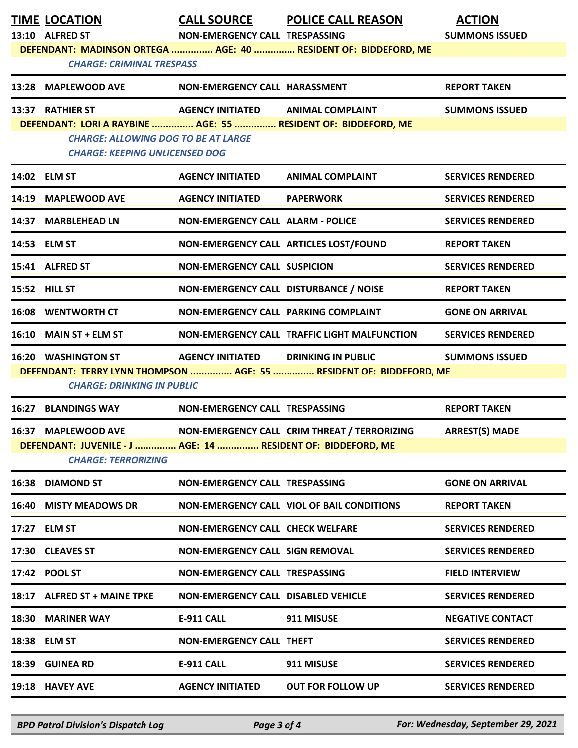| TIME | LOCATION | CALL SOURCE | POLICE CALL REASON | ACTION |
|---|---|---|---|---|
| 13:10 | ALFRED ST | NON-EMERGENCY CALL | TRESPASSING | SUMMONS ISSUED |
| DEFENDANT: MADINSON ORTEGA ............... AGE: 40 ............... RESIDENT OF: BIDDEFORD, ME | | | | |
| | *CHARGE: CRIMINAL TRESPASS* | | | |
| 13:28 | MAPLEWOOD AVE | NON-EMERGENCY CALL | HARASSMENT | REPORT TAKEN |
| 13:37 | RATHIER ST | AGENCY INITIATED | ANIMAL COMPLAINT | SUMMONS ISSUED |
| DEFENDANT: LORI A RAYBINE ............... AGE: 55 ............... RESIDENT OF: BIDDEFORD, ME | | | | |
| | *CHARGE: ALLOWING DOG TO BE AT LARGE* | | | |
| | *CHARGE: KEEPING UNLICENSED DOG* | | | |
| 14:02 | ELM ST | AGENCY INITIATED | ANIMAL COMPLAINT | SERVICES RENDERED |
| 14:19 | MAPLEWOOD AVE | AGENCY INITIATED | PAPERWORK | SERVICES RENDERED |
| 14:37 | MARBLEHEAD LN | NON-EMERGENCY CALL | ALARM - POLICE | SERVICES RENDERED |
| 14:53 | ELM ST | NON-EMERGENCY CALL | ARTICLES LOST/FOUND | REPORT TAKEN |
| 15:41 | ALFRED ST | NON-EMERGENCY CALL | SUSPICION | SERVICES RENDERED |
| 15:52 | HILL ST | NON-EMERGENCY CALL | DISTURBANCE / NOISE | REPORT TAKEN |
| 16:08 | WENTWORTH CT | NON-EMERGENCY CALL | PARKING COMPLAINT | GONE ON ARRIVAL |
| 16:10 | MAIN ST + ELM ST | NON-EMERGENCY CALL | TRAFFIC LIGHT MALFUNCTION | SERVICES RENDERED |
| 16:20 | WASHINGTON ST | AGENCY INITIATED | DRINKING IN PUBLIC | SUMMONS ISSUED |
| DEFENDANT: TERRY LYNN THOMPSON ............... AGE: 55 ............... RESIDENT OF: BIDDEFORD, ME | | | | |
| | *CHARGE: DRINKING IN PUBLIC* | | | |
| 16:27 | BLANDINGS WAY | NON-EMERGENCY CALL | TRESPASSING | REPORT TAKEN |
| 16:37 | MAPLEWOOD AVE | NON-EMERGENCY CALL | CRIM THREAT / TERRORIZING | ARREST(S) MADE |
| DEFENDANT: JUVENILE - J ............... AGE: 14 ............... RESIDENT OF: BIDDEFORD, ME | | | | |
| | *CHARGE: TERRORIZING* | | | |
| 16:38 | DIAMOND ST | NON-EMERGENCY CALL | TRESPASSING | GONE ON ARRIVAL |
| 16:40 | MISTY MEADOWS DR | NON-EMERGENCY CALL | VIOL OF BAIL CONDITIONS | REPORT TAKEN |
| 17:27 | ELM ST | NON-EMERGENCY CALL | CHECK WELFARE | SERVICES RENDERED |
| 17:30 | CLEAVES ST | NON-EMERGENCY CALL | SIGN REMOVAL | SERVICES RENDERED |
| 17:42 | POOL ST | NON-EMERGENCY CALL | TRESPASSING | FIELD INTERVIEW |
| 18:17 | ALFRED ST + MAINE TPKE | NON-EMERGENCY CALL | DISABLED VEHICLE | SERVICES RENDERED |
| 18:30 | MARINER WAY | E-911 CALL | 911 MISUSE | NEGATIVE CONTACT |
| 18:38 | ELM ST | NON-EMERGENCY CALL | THEFT | SERVICES RENDERED |
| 18:39 | GUINEA RD | E-911 CALL | 911 MISUSE | SERVICES RENDERED |
| 19:18 | HAVEY AVE | AGENCY INITIATED | OUT FOR FOLLOW UP | SERVICES RENDERED |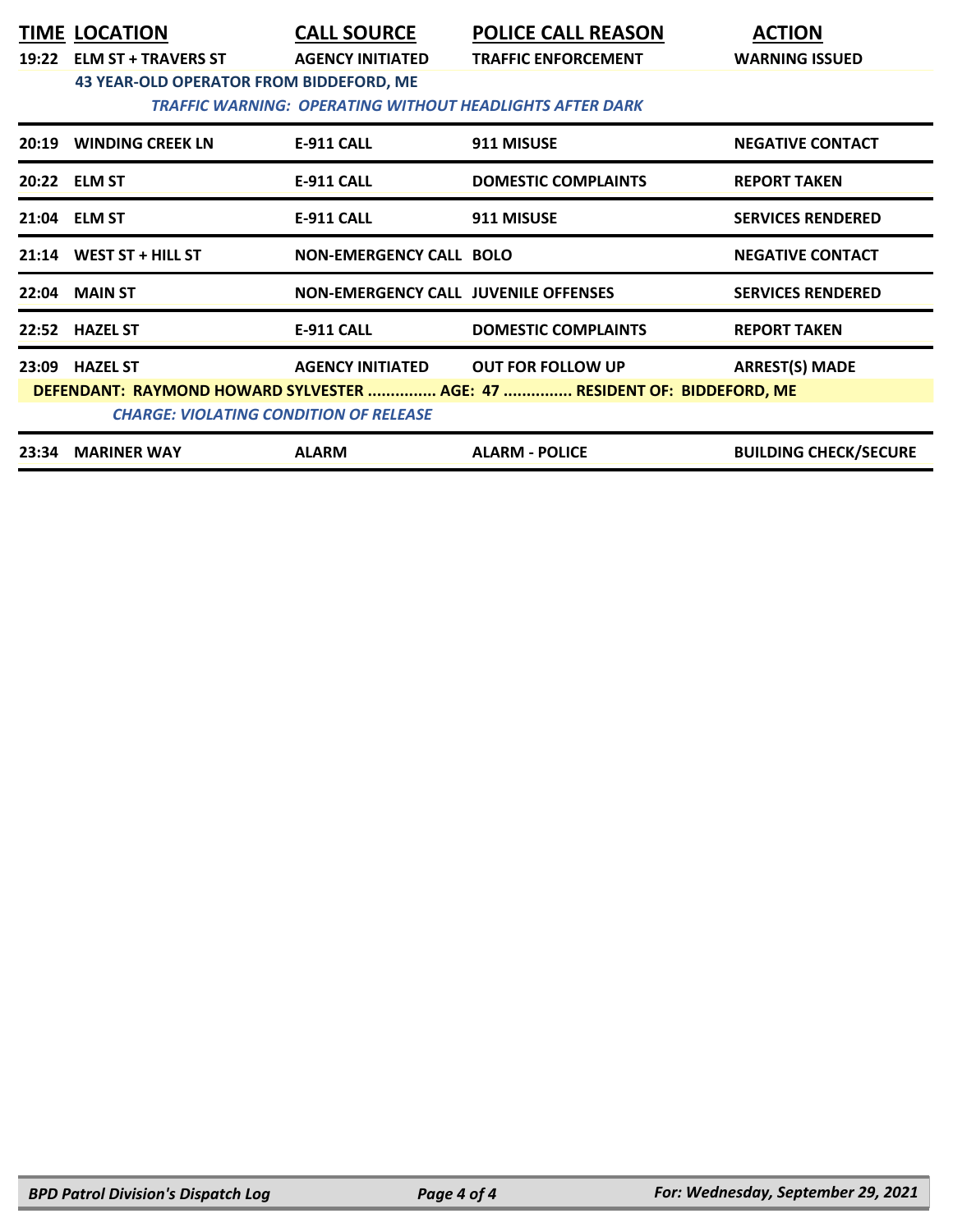| TIME | LOCATION | CALL SOURCE | POLICE CALL REASON | ACTION |
|---|---|---|---|---|
| 19:22 | ELM ST + TRAVERS ST | AGENCY INITIATED | TRAFFIC ENFORCEMENT | WARNING ISSUED |
| | 43 YEAR-OLD OPERATOR FROM BIDDEFORD, ME | | | |
| | *TRAFFIC WARNING: OPERATING WITHOUT HEADLIGHTS AFTER DARK* | | | |
| 20:19 | WINDING CREEK LN | E-911 CALL | 911 MISUSE | NEGATIVE CONTACT |
| 20:22 | ELM ST | E-911 CALL | DOMESTIC COMPLAINTS | REPORT TAKEN |
| 21:04 | ELM ST | E-911 CALL | 911 MISUSE | SERVICES RENDERED |
| 21:14 | WEST ST + HILL ST | NON-EMERGENCY CALL | BOLO | NEGATIVE CONTACT |
| 22:04 | MAIN ST | NON-EMERGENCY CALL | JUVENILE OFFENSES | SERVICES RENDERED |
| 22:52 | HAZEL ST | E-911 CALL | DOMESTIC COMPLAINTS | REPORT TAKEN |
| 23:09 | HAZEL ST | AGENCY INITIATED | OUT FOR FOLLOW UP | ARREST(S) MADE |
| | DEFENDANT: RAYMOND HOWARD SYLVESTER ............... AGE: 47 ............... RESIDENT OF: BIDDEFORD, ME | | | |
| | *CHARGE: VIOLATING CONDITION OF RELEASE* | | | |
| 23:34 | MARINER WAY | ALARM | ALARM - POLICE | BUILDING CHECK/SECURE |